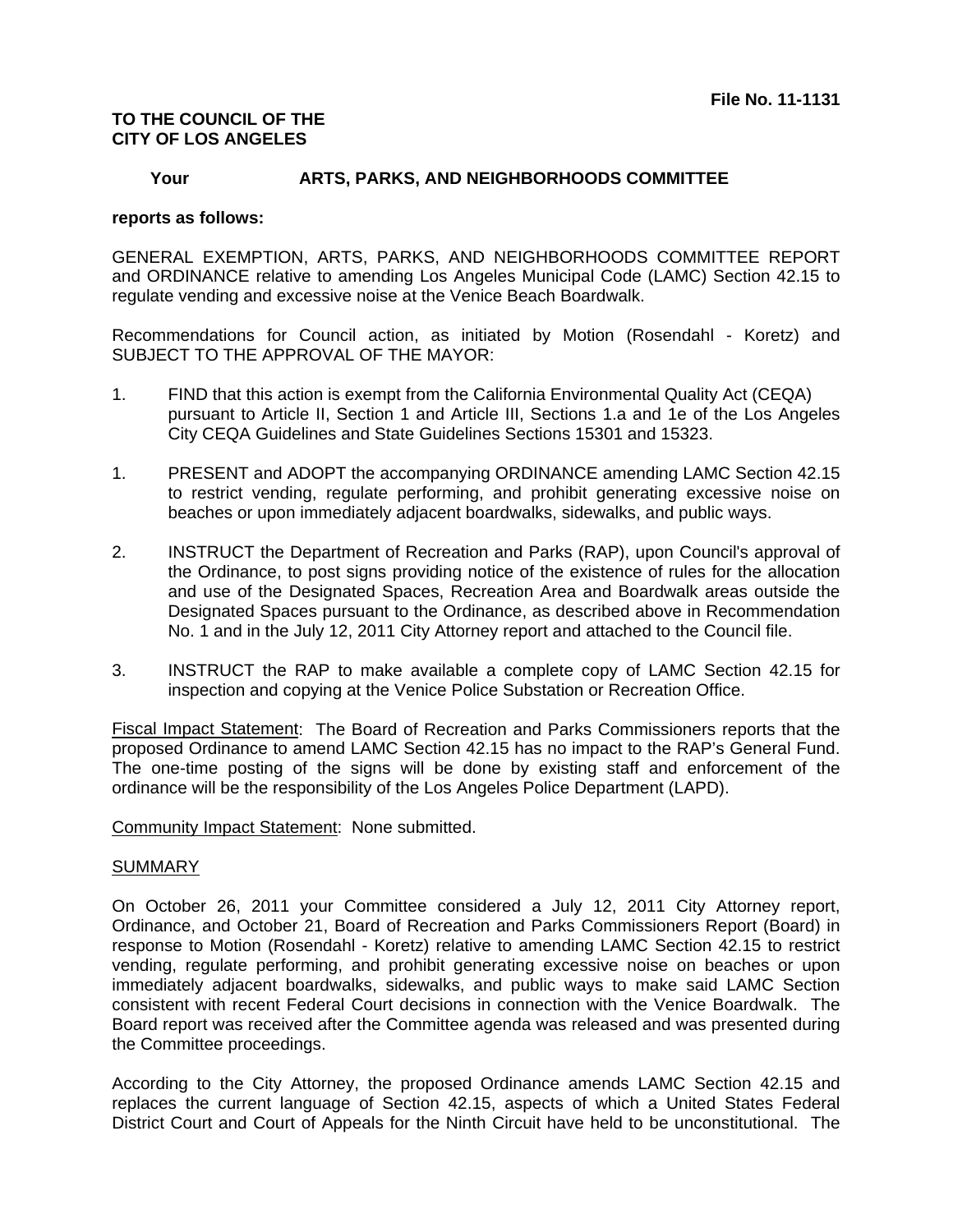**File No. 11-1131**

**TO THE COUNCIL OF THE CITY OF LOS ANGELES**

**Your ARTS, PARKS, AND NEIGHBORHOODS COMMITTEE**

**reports as follows:**

GENERAL EXEMPTION, ARTS, PARKS, AND NEIGHBORHOODS COMMITTEE REPORT and ORDINANCE relative to amending Los Angeles Municipal Code (LAMC) Section 42.15 to regulate vending and excessive noise at the Venice Beach Boardwalk.

Recommendations for Council action, as initiated by Motion (Rosendahl - Koretz) and SUBJECT TO THE APPROVAL OF THE MAYOR:

1. FIND that this action is exempt from the California Environmental Quality Act (CEQA) pursuant to Article II, Section 1 and Article III, Sections 1.a and 1e of the Los Angeles City CEQA Guidelines and State Guidelines Sections 15301 and 15323.

1. PRESENT and ADOPT the accompanying ORDINANCE amending LAMC Section 42.15 to restrict vending, regulate performing, and prohibit generating excessive noise on beaches or upon immediately adjacent boardwalks, sidewalks, and public ways.

2. INSTRUCT the Department of Recreation and Parks (RAP), upon Council's approval of the Ordinance, to post signs providing notice of the existence of rules for the allocation and use of the Designated Spaces, Recreation Area and Boardwalk areas outside the Designated Spaces pursuant to the Ordinance, as described above in Recommendation No. 1 and in the July 12, 2011 City Attorney report and attached to the Council file.

3. INSTRUCT the RAP to make available a complete copy of LAMC Section 42.15 for inspection and copying at the Venice Police Substation or Recreation Office.

Fiscal Impact Statement: The Board of Recreation and Parks Commissioners reports that the proposed Ordinance to amend LAMC Section 42.15 has no impact to the RAP's General Fund. The one-time posting of the signs will be done by existing staff and enforcement of the ordinance will be the responsibility of the Los Angeles Police Department (LAPD).

Community Impact Statement: None submitted.

SUMMARY

On October 26, 2011 your Committee considered a July 12, 2011 City Attorney report, Ordinance, and October 21, Board of Recreation and Parks Commissioners Report (Board) in response to Motion (Rosendahl - Koretz) relative to amending LAMC Section 42.15 to restrict vending, regulate performing, and prohibit generating excessive noise on beaches or upon immediately adjacent boardwalks, sidewalks, and public ways to make said LAMC Section consistent with recent Federal Court decisions in connection with the Venice Boardwalk. The Board report was received after the Committee agenda was released and was presented during the Committee proceedings.

According to the City Attorney, the proposed Ordinance amends LAMC Section 42.15 and replaces the current language of Section 42.15, aspects of which a United States Federal District Court and Court of Appeals for the Ninth Circuit have held to be unconstitutional. The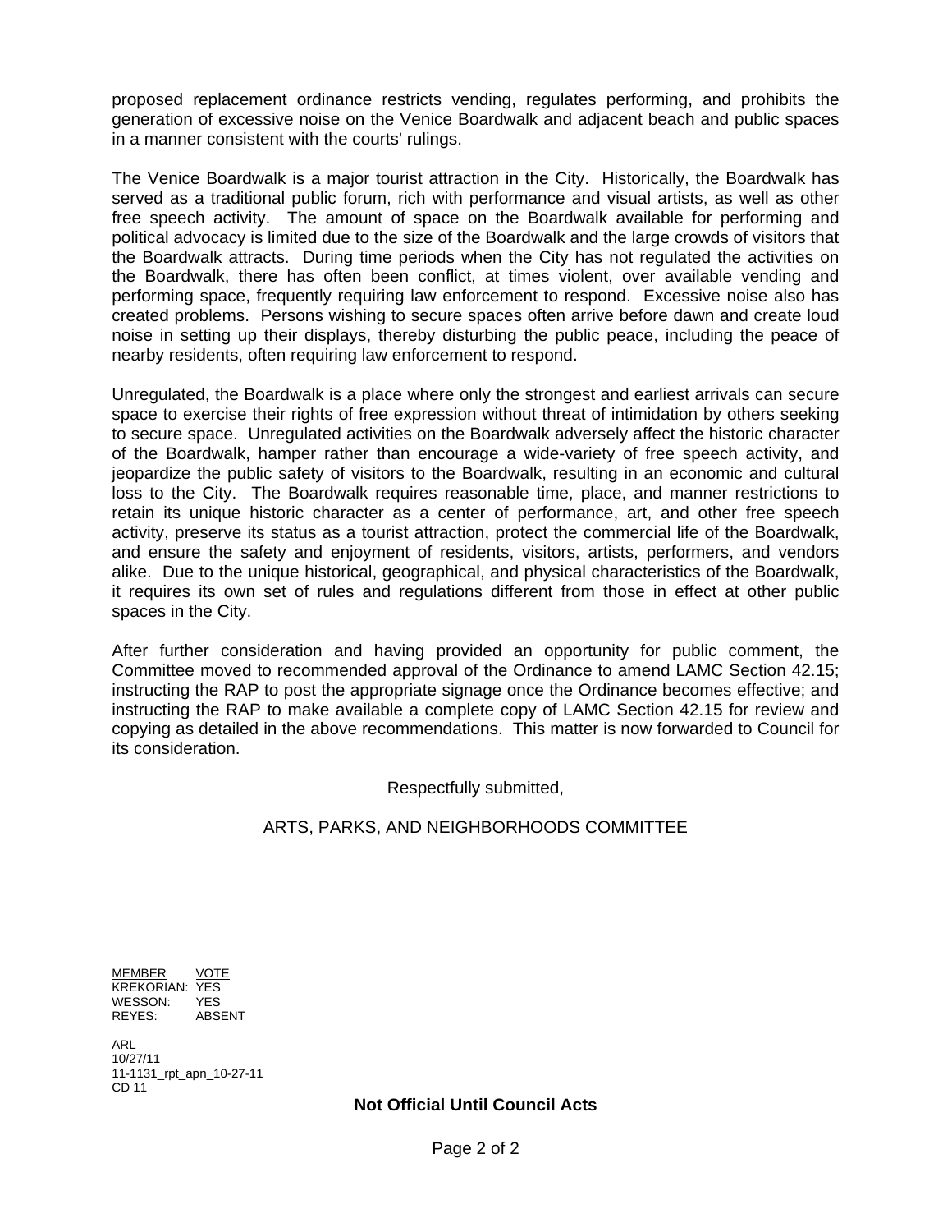proposed replacement ordinance restricts vending, regulates performing, and prohibits the generation of excessive noise on the Venice Boardwalk and adjacent beach and public spaces in a manner consistent with the courts' rulings.

The Venice Boardwalk is a major tourist attraction in the City. Historically, the Boardwalk has served as a traditional public forum, rich with performance and visual artists, as well as other free speech activity. The amount of space on the Boardwalk available for performing and political advocacy is limited due to the size of the Boardwalk and the large crowds of visitors that the Boardwalk attracts. During time periods when the City has not regulated the activities on the Boardwalk, there has often been conflict, at times violent, over available vending and performing space, frequently requiring law enforcement to respond. Excessive noise also has created problems. Persons wishing to secure spaces often arrive before dawn and create loud noise in setting up their displays, thereby disturbing the public peace, including the peace of nearby residents, often requiring law enforcement to respond.

Unregulated, the Boardwalk is a place where only the strongest and earliest arrivals can secure space to exercise their rights of free expression without threat of intimidation by others seeking to secure space. Unregulated activities on the Boardwalk adversely affect the historic character of the Boardwalk, hamper rather than encourage a wide-variety of free speech activity, and jeopardize the public safety of visitors to the Boardwalk, resulting in an economic and cultural loss to the City. The Boardwalk requires reasonable time, place, and manner restrictions to retain its unique historic character as a center of performance, art, and other free speech activity, preserve its status as a tourist attraction, protect the commercial life of the Boardwalk, and ensure the safety and enjoyment of residents, visitors, artists, performers, and vendors alike. Due to the unique historical, geographical, and physical characteristics of the Boardwalk, it requires its own set of rules and regulations different from those in effect at other public spaces in the City.

After further consideration and having provided an opportunity for public comment, the Committee moved to recommended approval of the Ordinance to amend LAMC Section 42.15; instructing the RAP to post the appropriate signage once the Ordinance becomes effective; and instructing the RAP to make available a complete copy of LAMC Section 42.15 for review and copying as detailed in the above recommendations. This matter is now forwarded to Council for its consideration.

Respectfully submitted,

ARTS, PARKS, AND NEIGHBORHOODS COMMITTEE

| MEMBER | VOTE |
|---|---|
| KREKORIAN: | YES |
| WESSON: | YES |
| REYES: | ABSENT |

ARL
10/27/11
11-1131_rpt_apn_10-27-11
CD 11

**Not Official Until Council Acts**